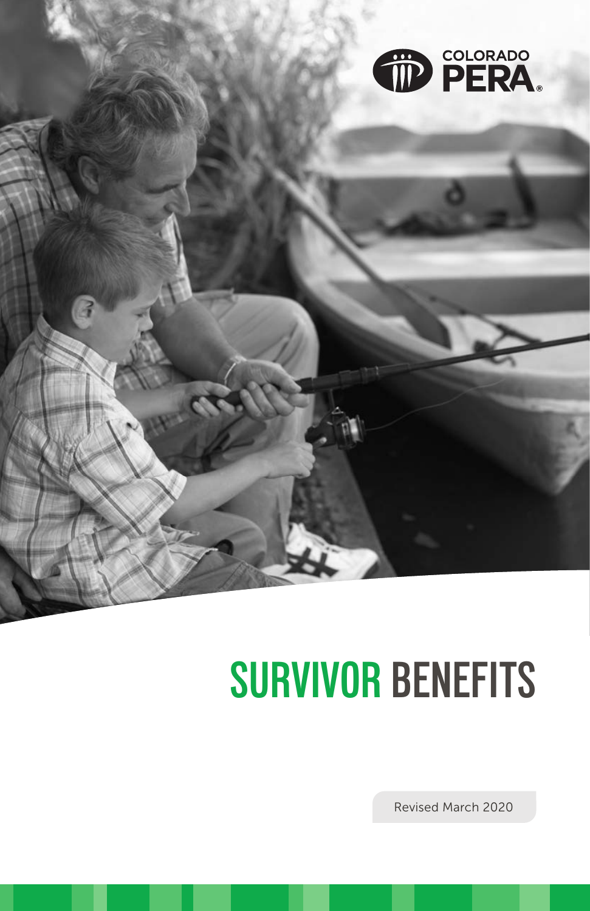COLORADO PERA

# SURVIVOR BENEFITS

Revised March 2020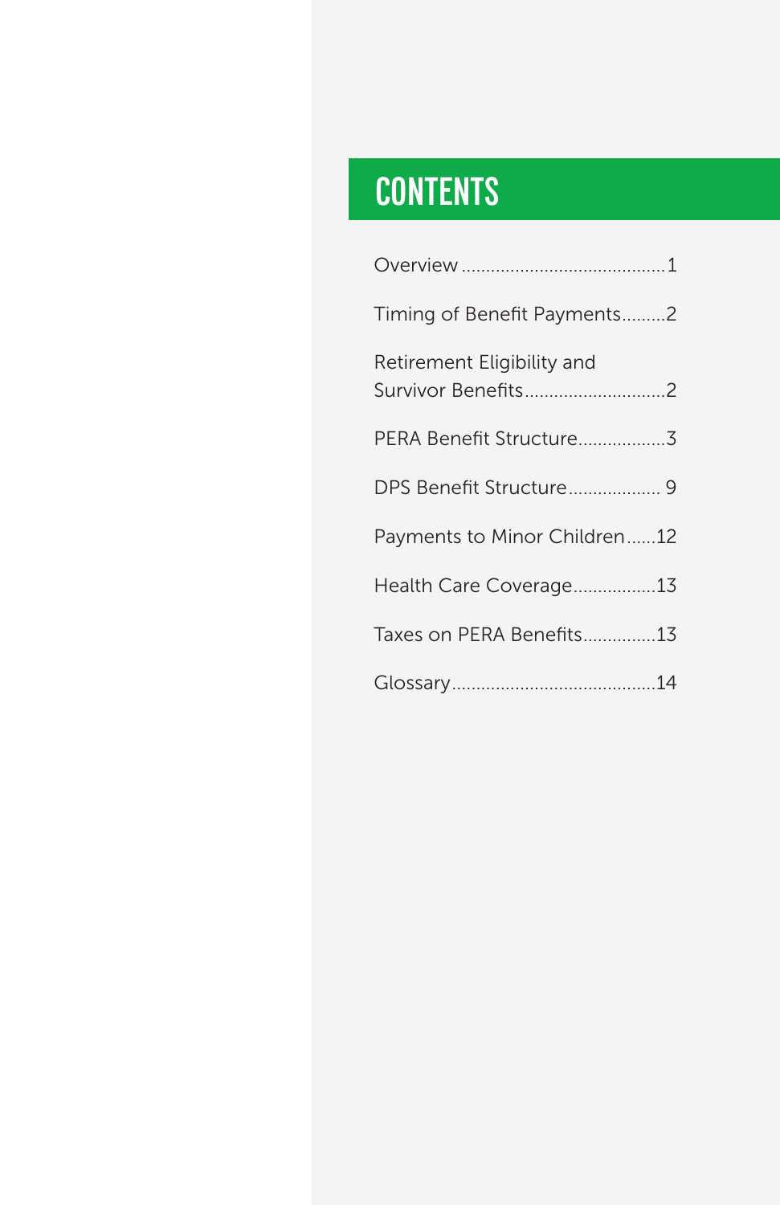# CONTENTS

Overview..........................................1

Timing of Benefit Payments.........2

Retirement Eligibility and Survivor Benefits.............................2

PERA Benefit Structure..................3

DPS Benefit Structure................... 9

Payments to Minor Children......12

Health Care Coverage.................13

Taxes on PERA Benefits...............13

Glossary..........................................14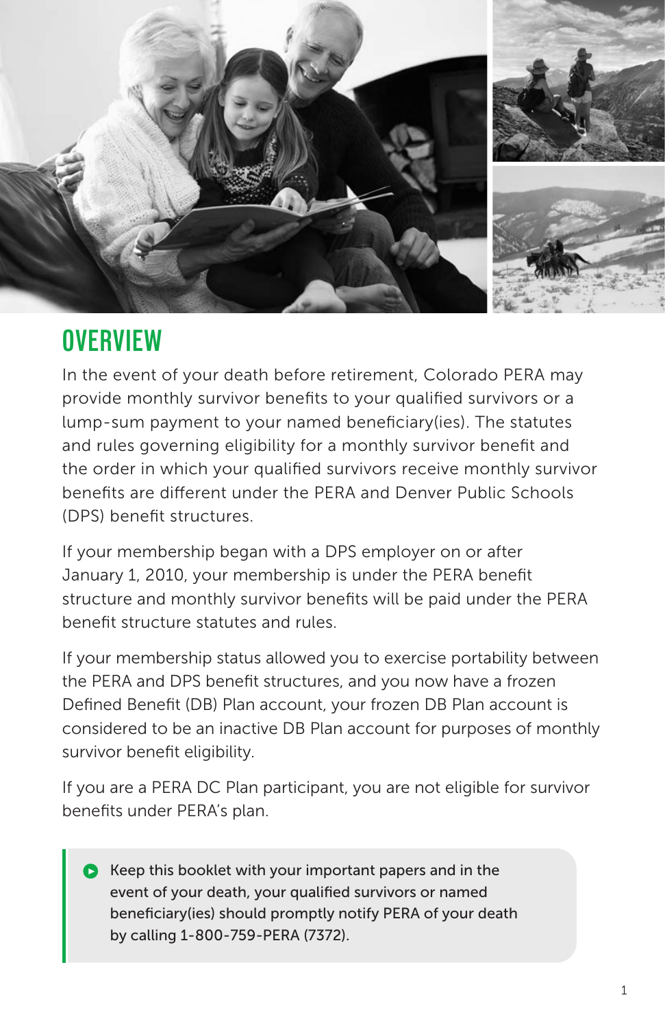# OVERVIEW

In the event of your death before retirement, Colorado PERA may provide monthly survivor benefits to your qualified survivors or a lump-sum payment to your named beneficiary(ies). The statutes and rules governing eligibility for a monthly survivor benefit and the order in which your qualified survivors receive monthly survivor benefits are different under the PERA and Denver Public Schools (DPS) benefit structures.

If your membership began with a DPS employer on or after January 1, 2010, your membership is under the PERA benefit structure and monthly survivor benefits will be paid under the PERA benefit structure statutes and rules.

If your membership status allowed you to exercise portability between the PERA and DPS benefit structures, and you now have a frozen Defined Benefit (DB) Plan account, your frozen DB Plan account is considered to be an inactive DB Plan account for purposes of monthly survivor benefit eligibility.

If you are a PERA DC Plan participant, you are not eligible for survivor benefits under PERA's plan.

> Keep this booklet with your important papers and in the event of your death, your qualified survivors or named beneficiary(ies) should promptly notify PERA of your death by calling 1-800-759-PERA (7372).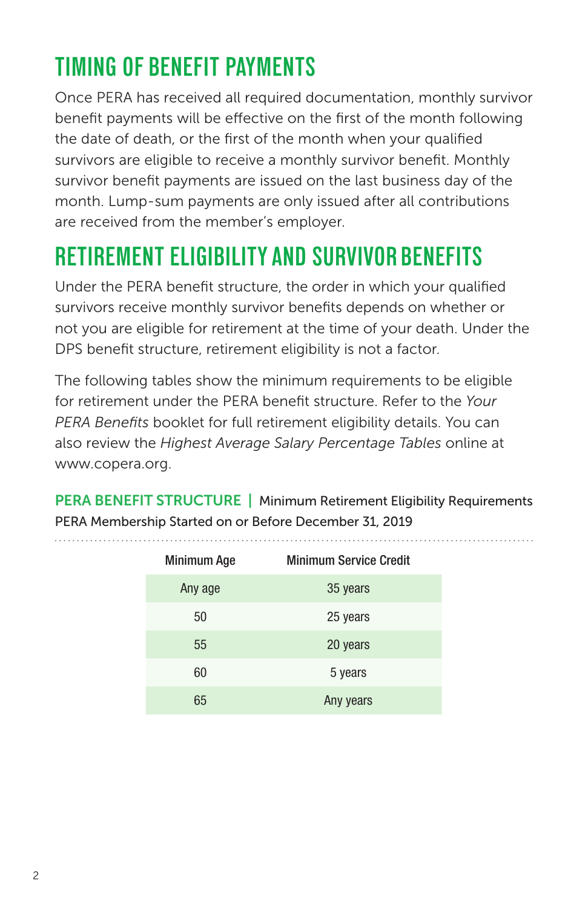## TIMING OF BENEFIT PAYMENTS

Once PERA has received all required documentation, monthly survivor benefit payments will be effective on the first of the month following the date of death, or the first of the month when your qualified survivors are eligible to receive a monthly survivor benefit. Monthly survivor benefit payments are issued on the last business day of the month. Lump-sum payments are only issued after all contributions are received from the member's employer.

## RETIREMENT ELIGIBILITY AND SURVIVOR BENEFITS

Under the PERA benefit structure, the order in which your qualified survivors receive monthly survivor benefits depends on whether or not you are eligible for retirement at the time of your death. Under the DPS benefit structure, retirement eligibility is not a factor.

The following tables show the minimum requirements to be eligible for retirement under the PERA benefit structure. Refer to the *Your PERA Benefits* booklet for full retirement eligibility details. You can also review the *Highest Average Salary Percentage Tables* online at www.copera.org.

**PERA BENEFIT STRUCTURE** | Minimum Retirement Eligibility Requirements
PERA Membership Started on or Before December 31, 2019

| Minimum Age | Minimum Service Credit |
|---|---|
| Any age | 35 years |
| 50 | 25 years |
| 55 | 20 years |
| 60 | 5 years |
| 65 | Any years |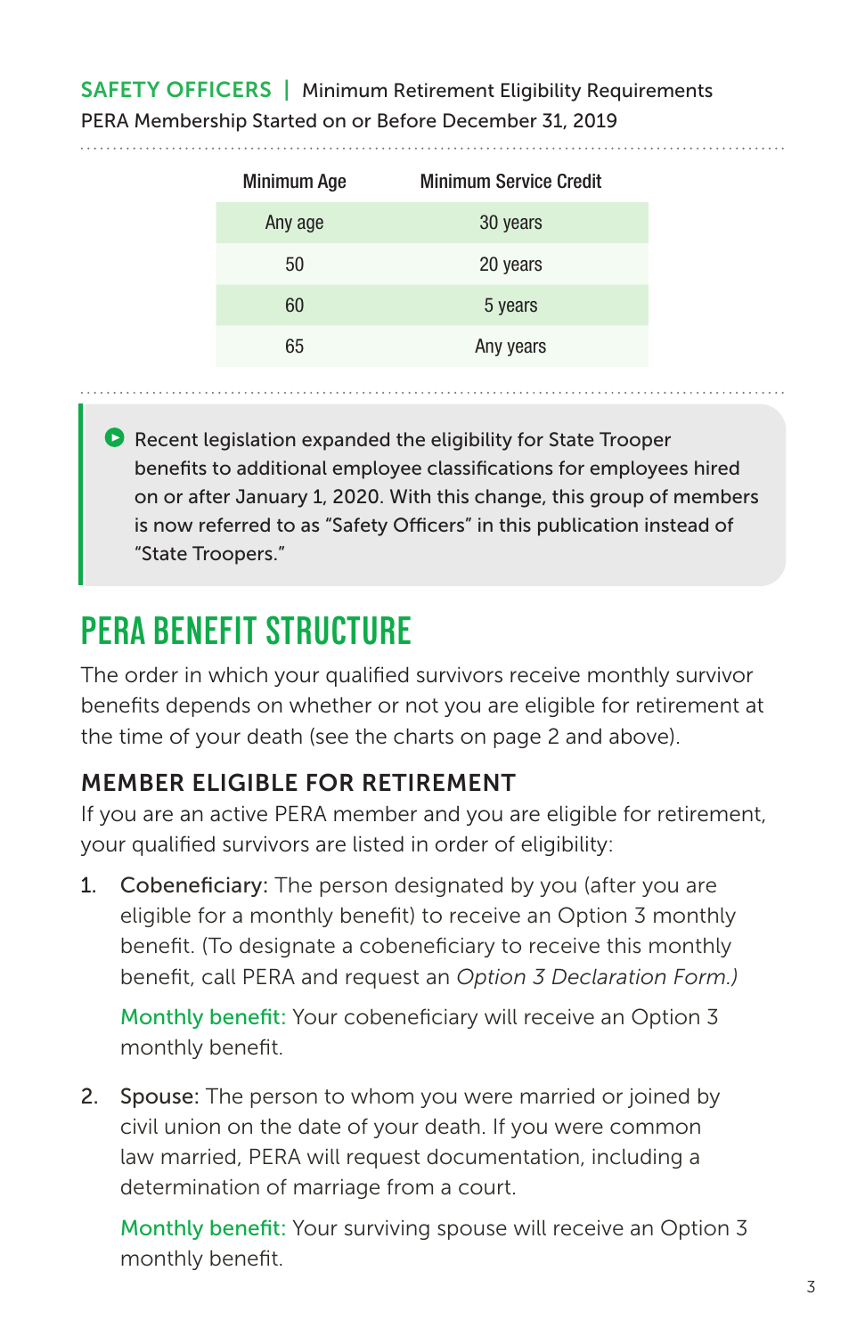**SAFETY OFFICERS** | Minimum Retirement Eligibility Requirements
PERA Membership Started on or Before December 31, 2019

| Minimum Age | Minimum Service Credit |
|---|---|
| Any age | 30 years |
| 50 | 20 years |
| 60 | 5 years |
| 65 | Any years |

Recent legislation expanded the eligibility for State Trooper benefits to additional employee classifications for employees hired on or after January 1, 2020. With this change, this group of members is now referred to as "Safety Officers" in this publication instead of "State Troopers."

# PERA BENEFIT STRUCTURE

The order in which your qualified survivors receive monthly survivor benefits depends on whether or not you are eligible for retirement at the time of your death (see the charts on page 2 and above).

## MEMBER ELIGIBLE FOR RETIREMENT

If you are an active PERA member and you are eligible for retirement, your qualified survivors are listed in order of eligibility:

1. Cobeneficiary: The person designated by you (after you are eligible for a monthly benefit) to receive an Option 3 monthly benefit. (To designate a cobeneficiary to receive this monthly benefit, call PERA and request an *Option 3 Declaration Form.)*

   Monthly benefit: Your cobeneficiary will receive an Option 3 monthly benefit.

2. Spouse: The person to whom you were married or joined by civil union on the date of your death. If you were common law married, PERA will request documentation, including a determination of marriage from a court.

   Monthly benefit: Your surviving spouse will receive an Option 3 monthly benefit.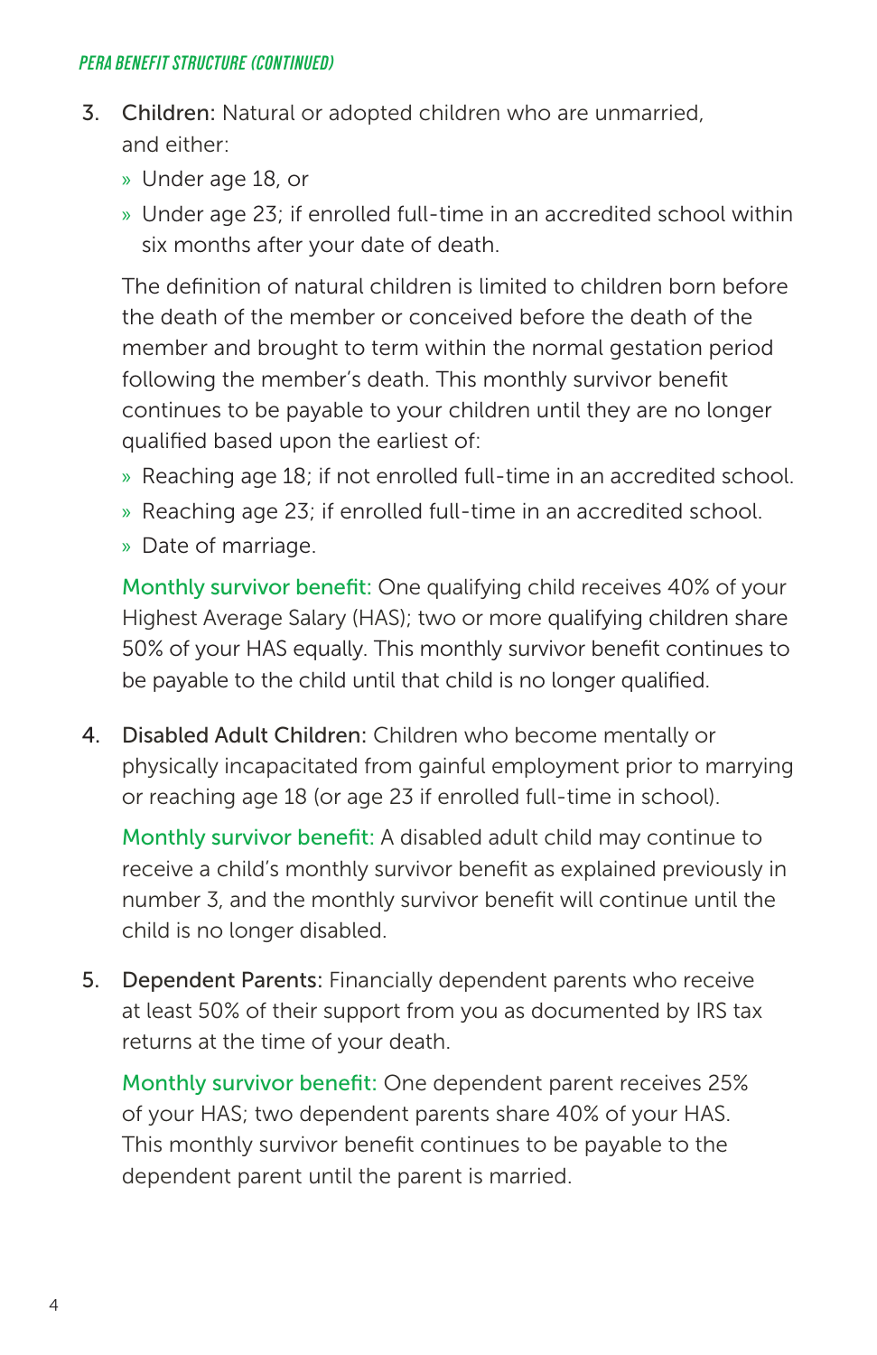3. **Children:** Natural or adopted children who are unmarried, and either:
   - Under age 18, or
   - Under age 23; if enrolled full-time in an accredited school within six months after your date of death.

   The definition of natural children is limited to children born before the death of the member or conceived before the death of the member and brought to term within the normal gestation period following the member's death. This monthly survivor benefit continues to be payable to your children until they are no longer qualified based upon the earliest of:
   - Reaching age 18; if not enrolled full-time in an accredited school.
   - Reaching age 23; if enrolled full-time in an accredited school.
   - Date of marriage.

   **Monthly survivor benefit:** One qualifying child receives 40% of your Highest Average Salary (HAS); two or more qualifying children share 50% of your HAS equally. This monthly survivor benefit continues to be payable to the child until that child is no longer qualified.

4. **Disabled Adult Children:** Children who become mentally or physically incapacitated from gainful employment prior to marrying or reaching age 18 (or age 23 if enrolled full-time in school).

   **Monthly survivor benefit:** A disabled adult child may continue to receive a child's monthly survivor benefit as explained previously in number 3, and the monthly survivor benefit will continue until the child is no longer disabled.

5. **Dependent Parents:** Financially dependent parents who receive at least 50% of their support from you as documented by IRS tax returns at the time of your death.

   **Monthly survivor benefit:** One dependent parent receives 25% of your HAS; two dependent parents share 40% of your HAS. This monthly survivor benefit continues to be payable to the dependent parent until the parent is married.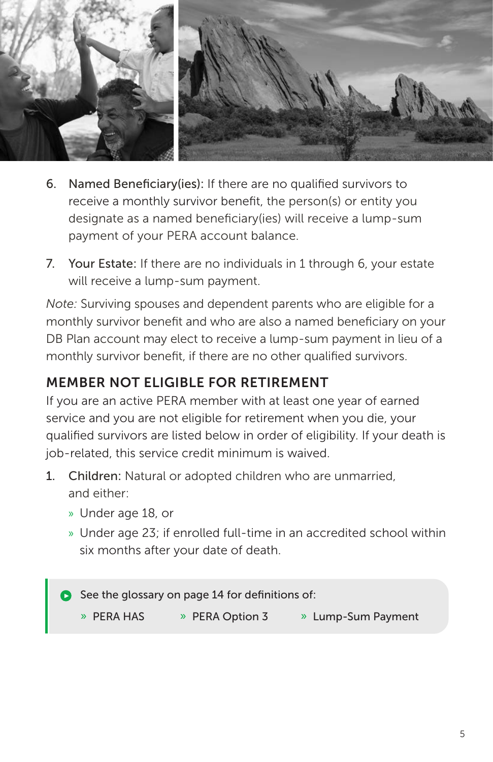6. **Named Beneficiary(ies):** If there are no qualified survivors to receive a monthly survivor benefit, the person(s) or entity you designate as a named beneficiary(ies) will receive a lump-sum payment of your PERA account balance.

7. **Your Estate:** If there are no individuals in 1 through 6, your estate will receive a lump-sum payment.

*Note:* Surviving spouses and dependent parents who are eligible for a monthly survivor benefit and who are also a named beneficiary on your DB Plan account may elect to receive a lump-sum payment in lieu of a monthly survivor benefit, if there are no other qualified survivors.

## MEMBER NOT ELIGIBLE FOR RETIREMENT

If you are an active PERA member with at least one year of earned service and you are not eligible for retirement when you die, your qualified survivors are listed below in order of eligibility. If your death is job-related, this service credit minimum is waived.

1. **Children:** Natural or adopted children who are unmarried, and either:
   - Under age 18, or
   - Under age 23; if enrolled full-time in an accredited school within six months after your date of death.

> See the glossary on page 14 for definitions of:
> - PERA HAS
> - PERA Option 3
> - Lump-Sum Payment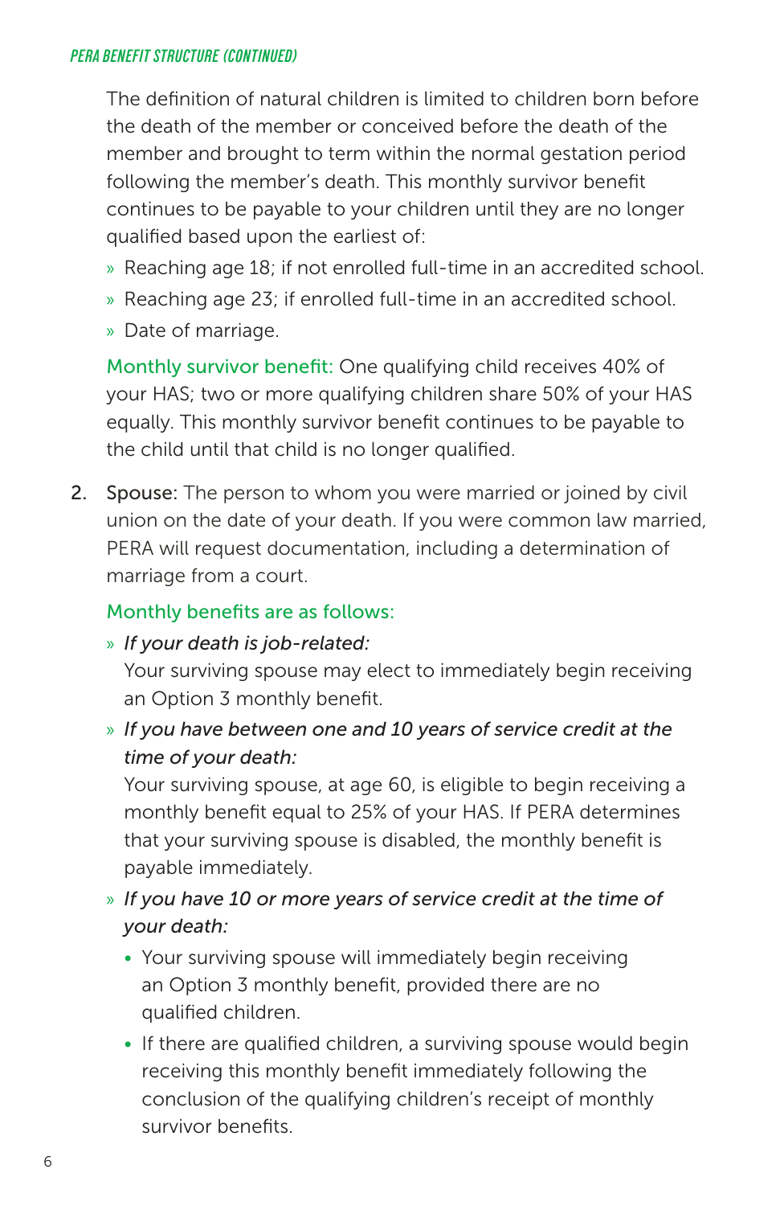The definition of natural children is limited to children born before the death of the member or conceived before the death of the member and brought to term within the normal gestation period following the member's death. This monthly survivor benefit continues to be payable to your children until they are no longer qualified based upon the earliest of:

- Reaching age 18; if not enrolled full-time in an accredited school.
- Reaching age 23; if enrolled full-time in an accredited school.
- Date of marriage.

Monthly survivor benefit: One qualifying child receives 40% of your HAS; two or more qualifying children share 50% of your HAS equally. This monthly survivor benefit continues to be payable to the child until that child is no longer qualified.

2. Spouse: The person to whom you were married or joined by civil union on the date of your death. If you were common law married, PERA will request documentation, including a determination of marriage from a court.

   Monthly benefits are as follows:

   - *If your death is job-related:*
     Your surviving spouse may elect to immediately begin receiving an Option 3 monthly benefit.
   - *If you have between one and 10 years of service credit at the time of your death:*
     Your surviving spouse, at age 60, is eligible to begin receiving a monthly benefit equal to 25% of your HAS. If PERA determines that your surviving spouse is disabled, the monthly benefit is payable immediately.
   - *If you have 10 or more years of service credit at the time of your death:*
     - Your surviving spouse will immediately begin receiving an Option 3 monthly benefit, provided there are no qualified children.
     - If there are qualified children, a surviving spouse would begin receiving this monthly benefit immediately following the conclusion of the qualifying children's receipt of monthly survivor benefits.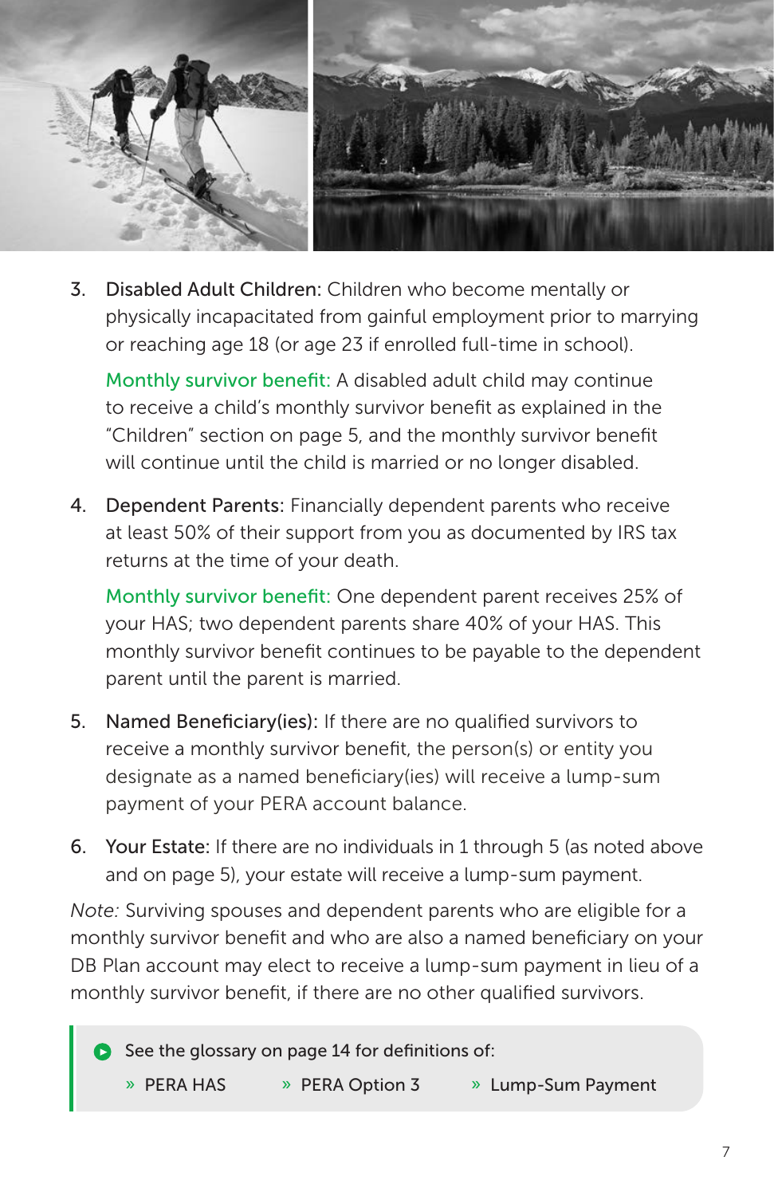3. **Disabled Adult Children:** Children who become mentally or physically incapacitated from gainful employment prior to marrying or reaching age 18 (or age 23 if enrolled full-time in school).

   Monthly survivor benefit: A disabled adult child may continue to receive a child's monthly survivor benefit as explained in the "Children" section on page 5, and the monthly survivor benefit will continue until the child is married or no longer disabled.

4. **Dependent Parents:** Financially dependent parents who receive at least 50% of their support from you as documented by IRS tax returns at the time of your death.

   Monthly survivor benefit: One dependent parent receives 25% of your HAS; two dependent parents share 40% of your HAS. This monthly survivor benefit continues to be payable to the dependent parent until the parent is married.

5. **Named Beneficiary(ies):** If there are no qualified survivors to receive a monthly survivor benefit, the person(s) or entity you designate as a named beneficiary(ies) will receive a lump-sum payment of your PERA account balance.

6. **Your Estate:** If there are no individuals in 1 through 5 (as noted above and on page 5), your estate will receive a lump-sum payment.

*Note:* Surviving spouses and dependent parents who are eligible for a monthly survivor benefit and who are also a named beneficiary on your DB Plan account may elect to receive a lump-sum payment in lieu of a monthly survivor benefit, if there are no other qualified survivors.

> See the glossary on page 14 for definitions of:
>
> - PERA HAS
> - PERA Option 3
> - Lump-Sum Payment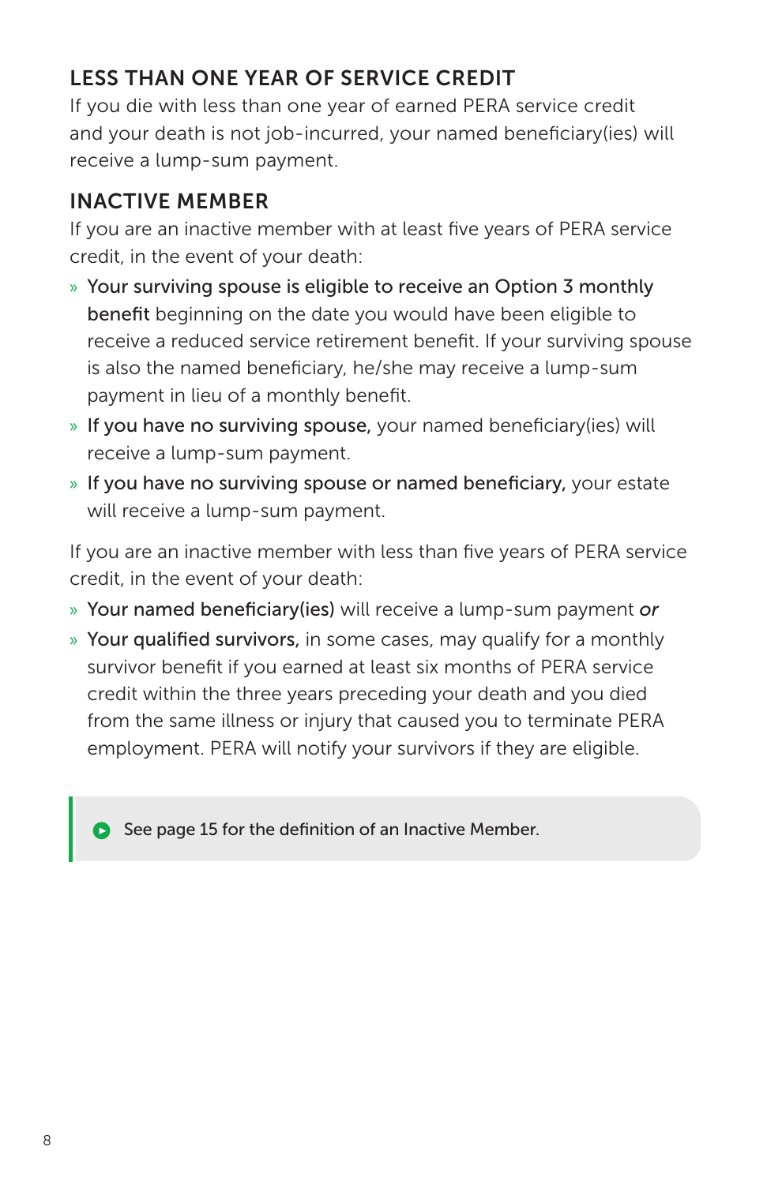## LESS THAN ONE YEAR OF SERVICE CREDIT

If you die with less than one year of earned PERA service credit and your death is not job-incurred, your named beneficiary(ies) will receive a lump-sum payment.

## INACTIVE MEMBER

If you are an inactive member with at least five years of PERA service credit, in the event of your death:

- **Your surviving spouse is eligible to receive an Option 3 monthly benefit** beginning on the date you would have been eligible to receive a reduced service retirement benefit. If your surviving spouse is also the named beneficiary, he/she may receive a lump-sum payment in lieu of a monthly benefit.
- **If you have no surviving spouse,** your named beneficiary(ies) will receive a lump-sum payment.
- **If you have no surviving spouse or named beneficiary,** your estate will receive a lump-sum payment.

If you are an inactive member with less than five years of PERA service credit, in the event of your death:

- **Your named beneficiary(ies)** will receive a lump-sum payment ***or***
- **Your qualified survivors,** in some cases, may qualify for a monthly survivor benefit if you earned at least six months of PERA service credit within the three years preceding your death and you died from the same illness or injury that caused you to terminate PERA employment. PERA will notify your survivors if they are eligible.

> See page 15 for the definition of an Inactive Member.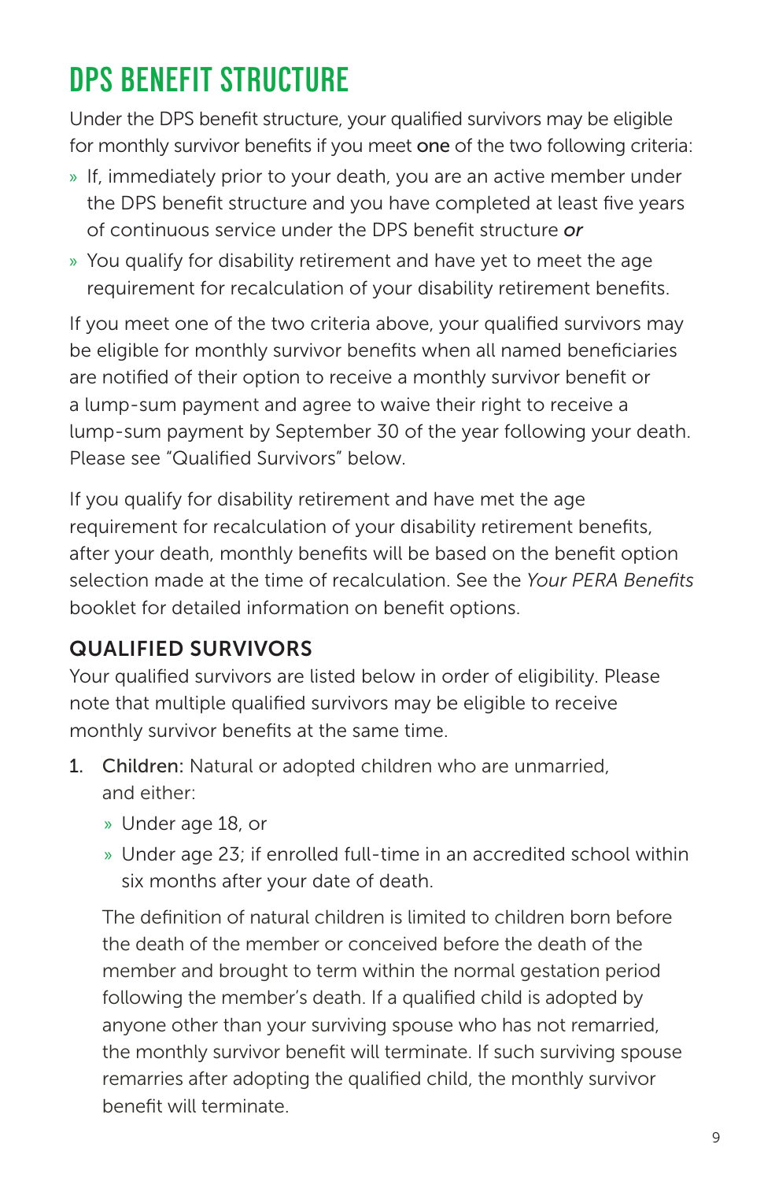# DPS BENEFIT STRUCTURE

Under the DPS benefit structure, your qualified survivors may be eligible for monthly survivor benefits if you meet **one** of the two following criteria:

- If, immediately prior to your death, you are an active member under the DPS benefit structure and you have completed at least five years of continuous service under the DPS benefit structure ***or***
- You qualify for disability retirement and have yet to meet the age requirement for recalculation of your disability retirement benefits.

If you meet one of the two criteria above, your qualified survivors may be eligible for monthly survivor benefits when all named beneficiaries are notified of their option to receive a monthly survivor benefit or a lump-sum payment and agree to waive their right to receive a lump-sum payment by September 30 of the year following your death. Please see "Qualified Survivors" below.

If you qualify for disability retirement and have met the age requirement for recalculation of your disability retirement benefits, after your death, monthly benefits will be based on the benefit option selection made at the time of recalculation. See the *Your PERA Benefits* booklet for detailed information on benefit options.

## QUALIFIED SURVIVORS

Your qualified survivors are listed below in order of eligibility. Please note that multiple qualified survivors may be eligible to receive monthly survivor benefits at the same time.

1. **Children:** Natural or adopted children who are unmarried, and either:
   - Under age 18, or
   - Under age 23; if enrolled full-time in an accredited school within six months after your date of death.

   The definition of natural children is limited to children born before the death of the member or conceived before the death of the member and brought to term within the normal gestation period following the member's death. If a qualified child is adopted by anyone other than your surviving spouse who has not remarried, the monthly survivor benefit will terminate. If such surviving spouse remarries after adopting the qualified child, the monthly survivor benefit will terminate.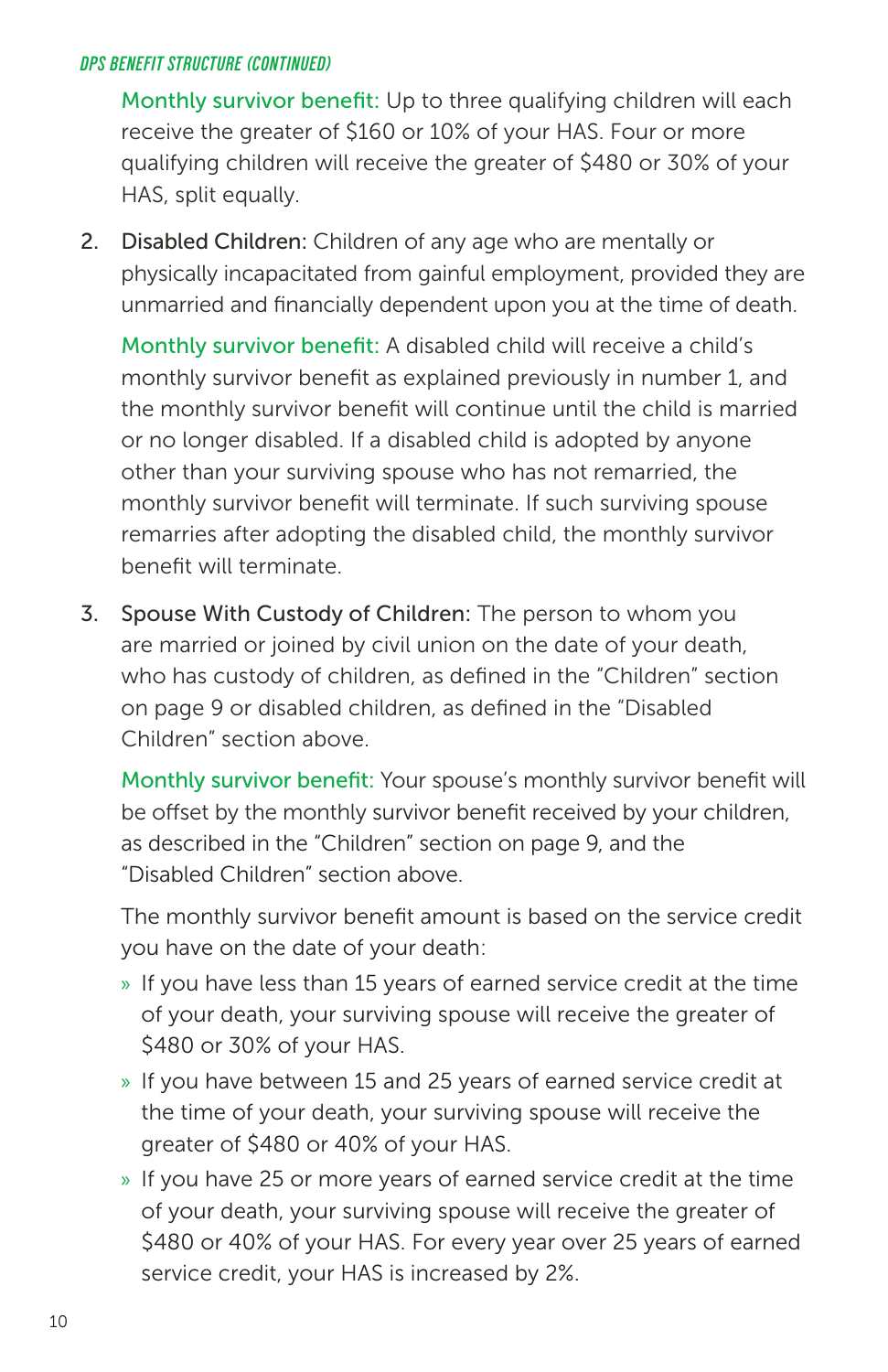**Monthly survivor benefit:** Up to three qualifying children will each receive the greater of $160 or 10% of your HAS. Four or more qualifying children will receive the greater of $480 or 30% of your HAS, split equally.

2. **Disabled Children:** Children of any age who are mentally or physically incapacitated from gainful employment, provided they are unmarried and financially dependent upon you at the time of death.

   **Monthly survivor benefit:** A disabled child will receive a child's monthly survivor benefit as explained previously in number 1, and the monthly survivor benefit will continue until the child is married or no longer disabled. If a disabled child is adopted by anyone other than your surviving spouse who has not remarried, the monthly survivor benefit will terminate. If such surviving spouse remarries after adopting the disabled child, the monthly survivor benefit will terminate.

3. **Spouse With Custody of Children:** The person to whom you are married or joined by civil union on the date of your death, who has custody of children, as defined in the "Children" section on page 9 or disabled children, as defined in the "Disabled Children" section above.

   **Monthly survivor benefit:** Your spouse's monthly survivor benefit will be offset by the monthly survivor benefit received by your children, as described in the "Children" section on page 9, and the "Disabled Children" section above.

   The monthly survivor benefit amount is based on the service credit you have on the date of your death:

   - If you have less than 15 years of earned service credit at the time of your death, your surviving spouse will receive the greater of $480 or 30% of your HAS.
   - If you have between 15 and 25 years of earned service credit at the time of your death, your surviving spouse will receive the greater of $480 or 40% of your HAS.
   - If you have 25 or more years of earned service credit at the time of your death, your surviving spouse will receive the greater of $480 or 40% of your HAS. For every year over 25 years of earned service credit, your HAS is increased by 2%.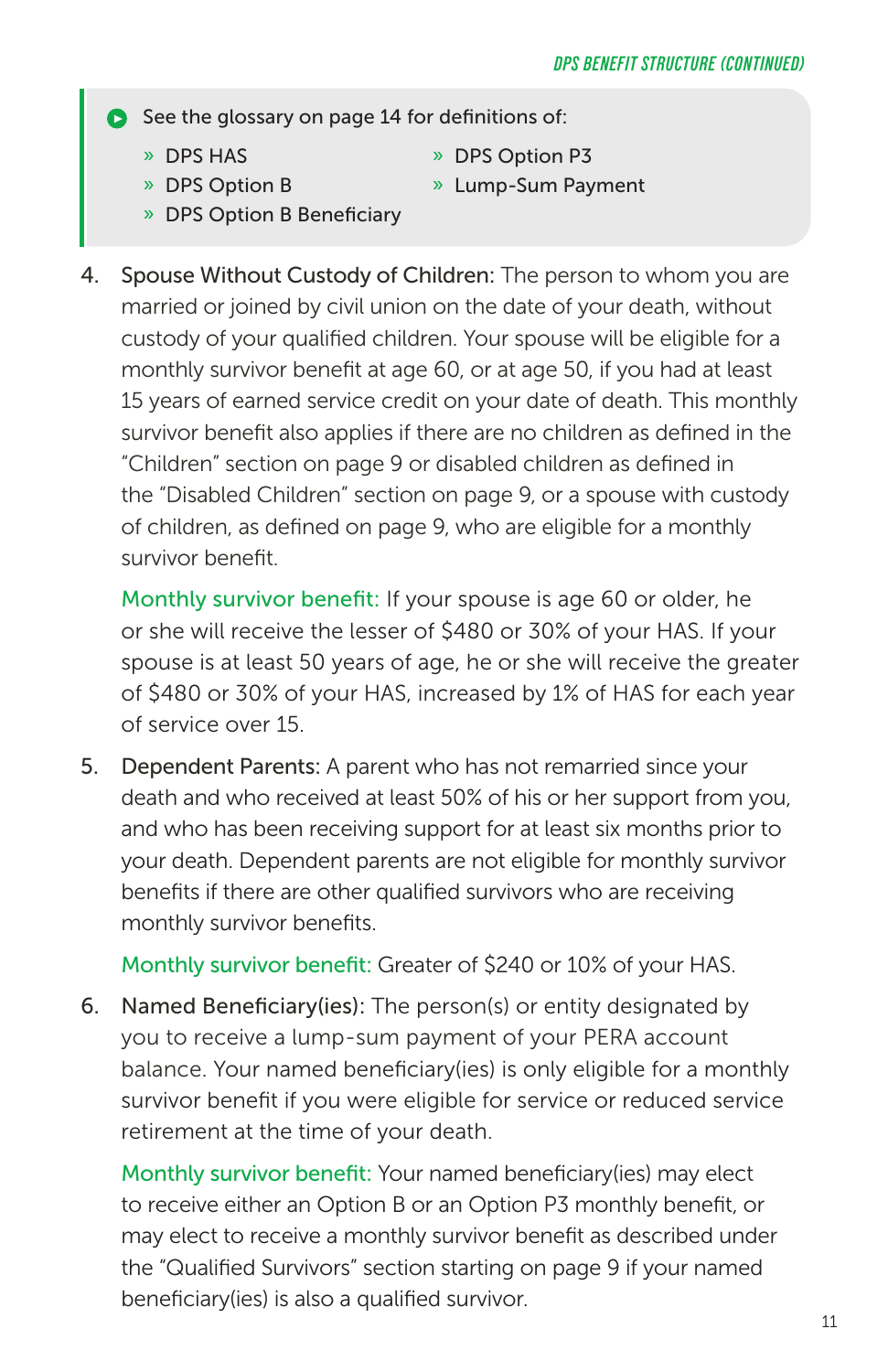> See the glossary on page 14 for definitions of:
>
> - DPS HAS
> - DPS Option B
> - DPS Option B Beneficiary
> - DPS Option P3
> - Lump-Sum Payment

4. Spouse Without Custody of Children: The person to whom you are married or joined by civil union on the date of your death, without custody of your qualified children. Your spouse will be eligible for a monthly survivor benefit at age 60, or at age 50, if you had at least 15 years of earned service credit on your date of death. This monthly survivor benefit also applies if there are no children as defined in the "Children" section on page 9 or disabled children as defined in the "Disabled Children" section on page 9, or a spouse with custody of children, as defined on page 9, who are eligible for a monthly survivor benefit.

   Monthly survivor benefit: If your spouse is age 60 or older, he or she will receive the lesser of $480 or 30% of your HAS. If your spouse is at least 50 years of age, he or she will receive the greater of $480 or 30% of your HAS, increased by 1% of HAS for each year of service over 15.

5. Dependent Parents: A parent who has not remarried since your death and who received at least 50% of his or her support from you, and who has been receiving support for at least six months prior to your death. Dependent parents are not eligible for monthly survivor benefits if there are other qualified survivors who are receiving monthly survivor benefits.

   Monthly survivor benefit: Greater of $240 or 10% of your HAS.

6. Named Beneficiary(ies): The person(s) or entity designated by you to receive a lump-sum payment of your PERA account balance. Your named beneficiary(ies) is only eligible for a monthly survivor benefit if you were eligible for service or reduced service retirement at the time of your death.

   Monthly survivor benefit: Your named beneficiary(ies) may elect to receive either an Option B or an Option P3 monthly benefit, or may elect to receive a monthly survivor benefit as described under the "Qualified Survivors" section starting on page 9 if your named beneficiary(ies) is also a qualified survivor.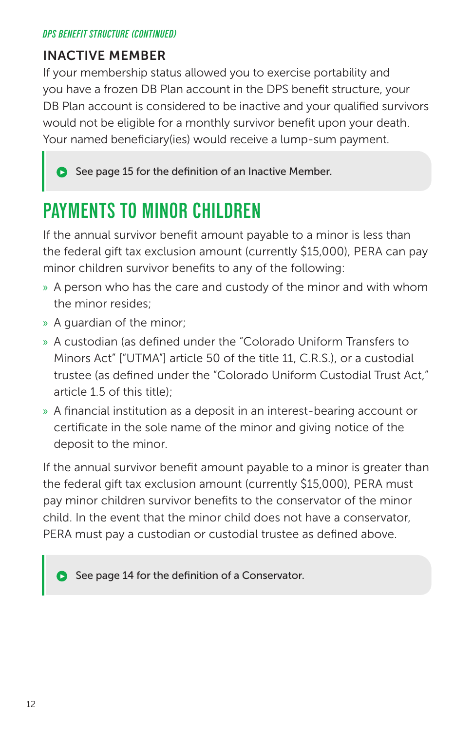*DPS BENEFIT STRUCTURE (CONTINUED)*

### INACTIVE MEMBER

If your membership status allowed you to exercise portability and you have a frozen DB Plan account in the DPS benefit structure, your DB Plan account is considered to be inactive and your qualified survivors would not be eligible for a monthly survivor benefit upon your death. Your named beneficiary(ies) would receive a lump-sum payment.

> See page 15 for the definition of an Inactive Member.

## PAYMENTS TO MINOR CHILDREN

If the annual survivor benefit amount payable to a minor is less than the federal gift tax exclusion amount (currently $15,000), PERA can pay minor children survivor benefits to any of the following:

- A person who has the care and custody of the minor and with whom the minor resides;
- A guardian of the minor;
- A custodian (as defined under the "Colorado Uniform Transfers to Minors Act" ["UTMA"] article 50 of the title 11, C.R.S.), or a custodial trustee (as defined under the "Colorado Uniform Custodial Trust Act," article 1.5 of this title);
- A financial institution as a deposit in an interest-bearing account or certificate in the sole name of the minor and giving notice of the deposit to the minor.

If the annual survivor benefit amount payable to a minor is greater than the federal gift tax exclusion amount (currently $15,000), PERA must pay minor children survivor benefits to the conservator of the minor child. In the event that the minor child does not have a conservator, PERA must pay a custodian or custodial trustee as defined above.

> See page 14 for the definition of a Conservator.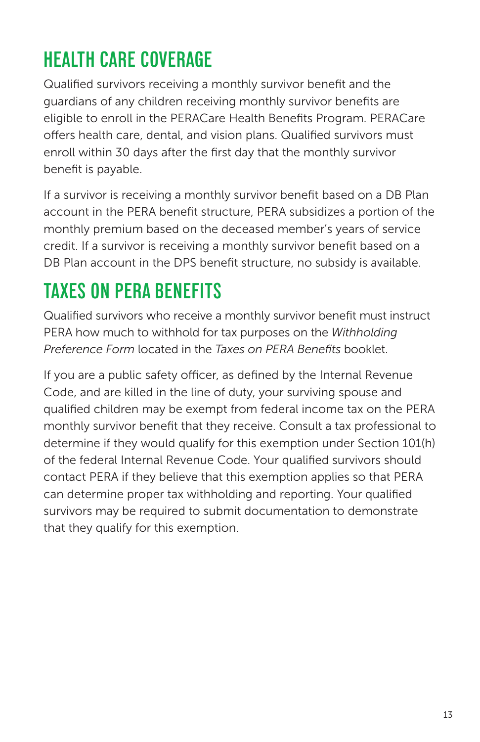# HEALTH CARE COVERAGE

Qualified survivors receiving a monthly survivor benefit and the guardians of any children receiving monthly survivor benefits are eligible to enroll in the PERACare Health Benefits Program. PERACare offers health care, dental, and vision plans. Qualified survivors must enroll within 30 days after the first day that the monthly survivor benefit is payable.

If a survivor is receiving a monthly survivor benefit based on a DB Plan account in the PERA benefit structure, PERA subsidizes a portion of the monthly premium based on the deceased member's years of service credit. If a survivor is receiving a monthly survivor benefit based on a DB Plan account in the DPS benefit structure, no subsidy is available.

# TAXES ON PERA BENEFITS

Qualified survivors who receive a monthly survivor benefit must instruct PERA how much to withhold for tax purposes on the *Withholding Preference Form* located in the *Taxes on PERA Benefits* booklet.

If you are a public safety officer, as defined by the Internal Revenue Code, and are killed in the line of duty, your surviving spouse and qualified children may be exempt from federal income tax on the PERA monthly survivor benefit that they receive. Consult a tax professional to determine if they would qualify for this exemption under Section 101(h) of the federal Internal Revenue Code. Your qualified survivors should contact PERA if they believe that this exemption applies so that PERA can determine proper tax withholding and reporting. Your qualified survivors may be required to submit documentation to demonstrate that they qualify for this exemption.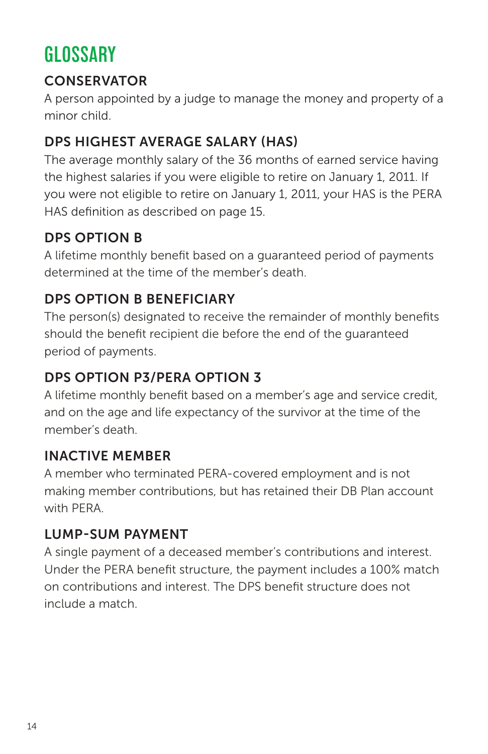# GLOSSARY

## CONSERVATOR

A person appointed by a judge to manage the money and property of a minor child.

## DPS HIGHEST AVERAGE SALARY (HAS)

The average monthly salary of the 36 months of earned service having the highest salaries if you were eligible to retire on January 1, 2011. If you were not eligible to retire on January 1, 2011, your HAS is the PERA HAS definition as described on page 15.

## DPS OPTION B

A lifetime monthly benefit based on a guaranteed period of payments determined at the time of the member's death.

## DPS OPTION B BENEFICIARY

The person(s) designated to receive the remainder of monthly benefits should the benefit recipient die before the end of the guaranteed period of payments.

## DPS OPTION P3/PERA OPTION 3

A lifetime monthly benefit based on a member's age and service credit, and on the age and life expectancy of the survivor at the time of the member's death.

## INACTIVE MEMBER

A member who terminated PERA-covered employment and is not making member contributions, but has retained their DB Plan account with PERA.

## LUMP-SUM PAYMENT

A single payment of a deceased member's contributions and interest. Under the PERA benefit structure, the payment includes a 100% match on contributions and interest. The DPS benefit structure does not include a match.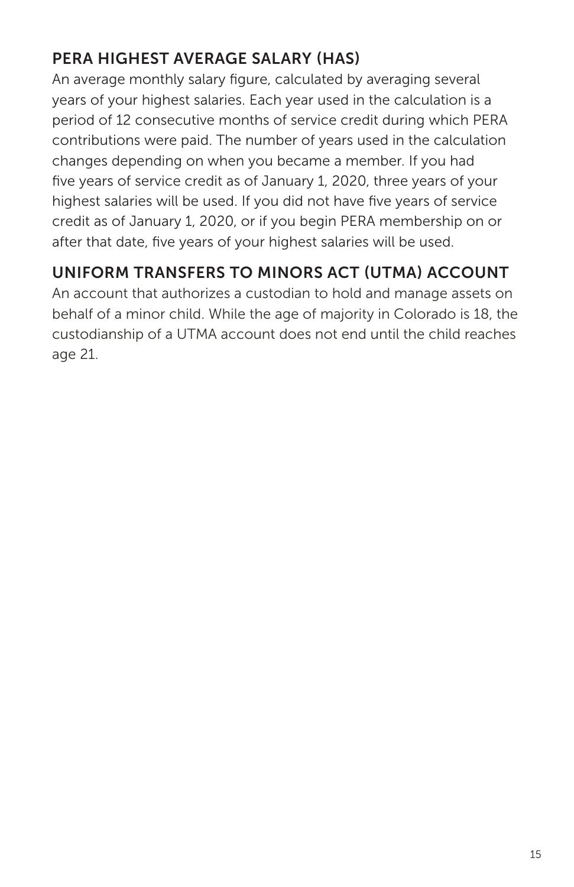## PERA HIGHEST AVERAGE SALARY (HAS)

An average monthly salary figure, calculated by averaging several years of your highest salaries. Each year used in the calculation is a period of 12 consecutive months of service credit during which PERA contributions were paid. The number of years used in the calculation changes depending on when you became a member. If you had five years of service credit as of January 1, 2020, three years of your highest salaries will be used. If you did not have five years of service credit as of January 1, 2020, or if you begin PERA membership on or after that date, five years of your highest salaries will be used.

## UNIFORM TRANSFERS TO MINORS ACT (UTMA) ACCOUNT

An account that authorizes a custodian to hold and manage assets on behalf of a minor child. While the age of majority in Colorado is 18, the custodianship of a UTMA account does not end until the child reaches age 21.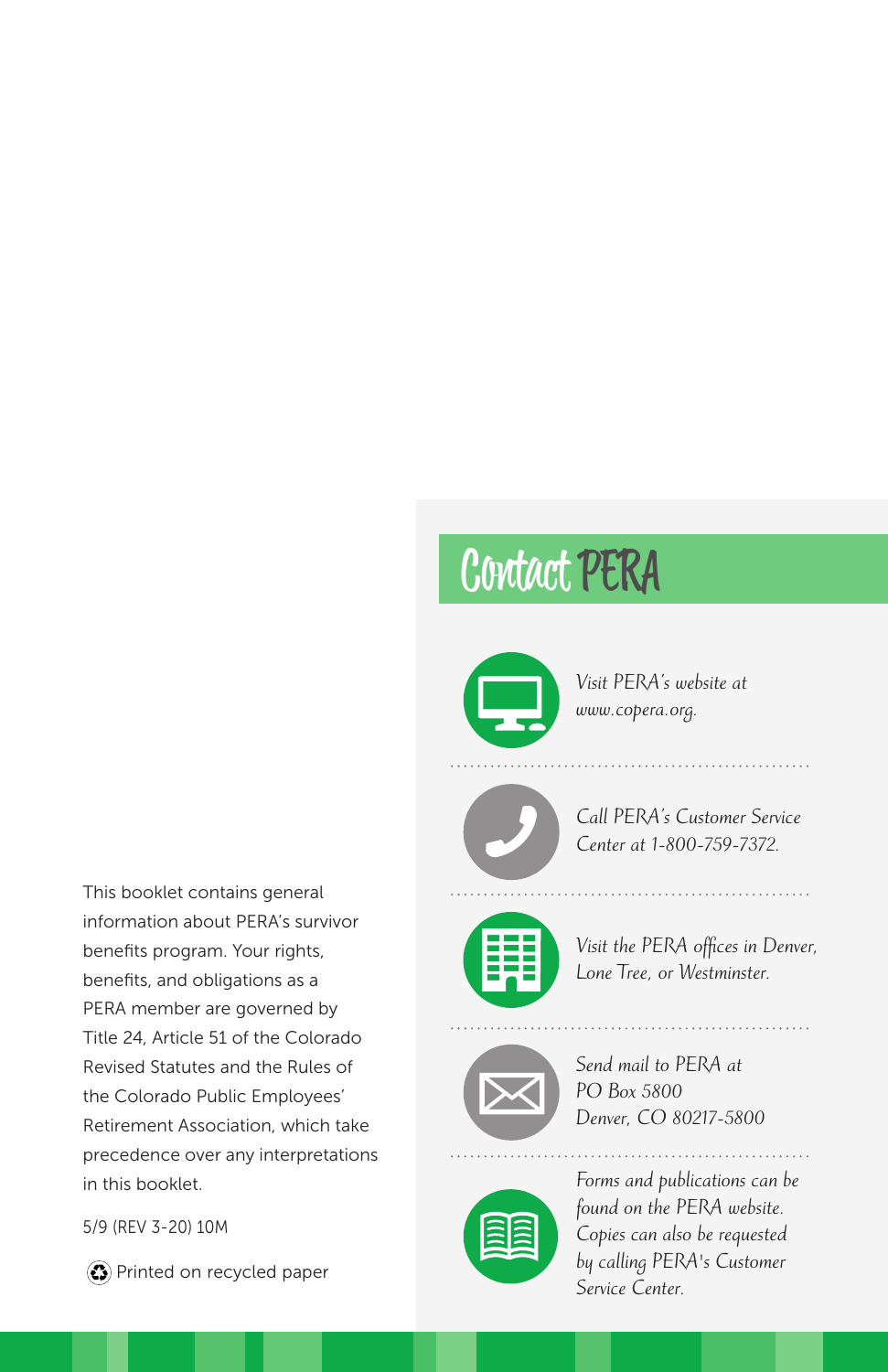This booklet contains general information about PERA's survivor benefits program. Your rights, benefits, and obligations as a PERA member are governed by Title 24, Article 51 of the Colorado Revised Statutes and the Rules of the Colorado Public Employees' Retirement Association, which take precedence over any interpretations in this booklet.

5/9 (REV 3-20) 10M

Printed on recycled paper

## Contact PERA

*Visit PERA's website at www.copera.org.*

*Call PERA's Customer Service Center at 1-800-759-7372.*

*Visit the PERA offices in Denver, Lone Tree, or Westminster.*

*Send mail to PERA at*
*PO Box 5800*
*Denver, CO 80217-5800*

*Forms and publications can be found on the PERA website. Copies can also be requested by calling PERA's Customer Service Center.*